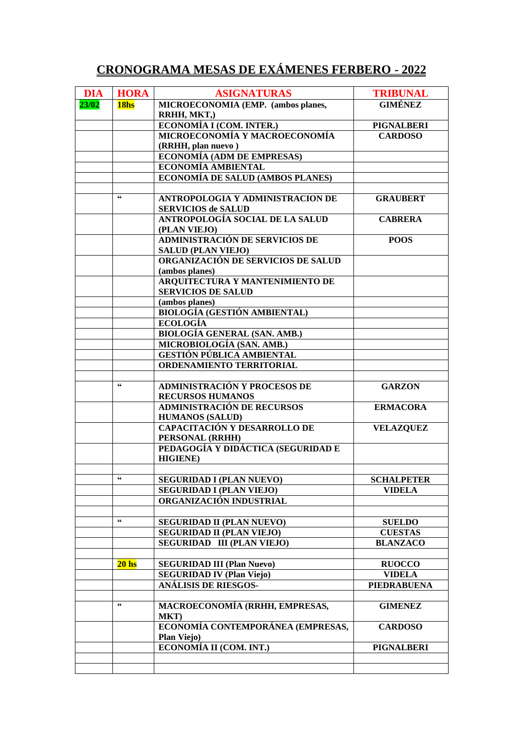# CRONOGRAMA MESAS DE EXÁMENES FERBERO - 2022

| DIA | HORA | ASIGNATURAS | TRIBUNAL |
|---|---|---|---|
| 23/02 | 18hs | MICROECONOMIA (EMP. (ambos planes, RRHH, MKT,) | GIMÉNEZ |
| | | ECONOMÍA I (COM. INTER.) | PIGNALBERI |
| | | MICROECONOMÍA Y MACROECONOMÍA (RRHH, plan nuevo ) | CARDOSO |
| | | ECONOMÍA (ADM DE EMPRESAS) | |
| | | ECONOMÍA AMBIENTAL | |
| | | ECONOMÍA DE SALUD (AMBOS PLANES) | |
| | | | |
| | " | ANTROPOLOGIA Y ADMINISTRACION DE SERVICIOS de SALUD | GRAUBERT |
| | | ANTROPOLOGÍA SOCIAL DE LA SALUD (PLAN VIEJO) | CABRERA |
| | | ADMINISTRACIÓN DE SERVICIOS DE SALUD (PLAN VIEJO) | POOS |
| | | ORGANIZACIÓN DE SERVICIOS DE SALUD (ambos planes) | |
| | | ARQUITECTURA Y MANTENIMIENTO DE SERVICIOS DE SALUD | |
| | | (ambos planes) | |
| | | BIOLOGÍA (GESTIÓN AMBIENTAL) | |
| | | ECOLOGÍA | |
| | | BIOLOGÍA GENERAL (SAN. AMB.) | |
| | | MICROBIOLOGÍA (SAN. AMB.) | |
| | | GESTIÓN PÚBLICA AMBIENTAL | |
| | | ORDENAMIENTO TERRITORIAL | |
| | | | |
| | " | ADMINISTRACIÓN Y PROCESOS DE RECURSOS HUMANOS | GARZON |
| | | ADMINISTRACIÓN DE RECURSOS HUMANOS (SALUD) | ERMACORA |
| | | CAPACITACIÓN Y DESARROLLO DE PERSONAL (RRHH) | VELAZQUEZ |
| | | PEDAGOGÍA Y DIDÁCTICA (SEGURIDAD E HIGIENE) | |
| | | | |
| | " | SEGURIDAD I (PLAN NUEVO) | SCHALPETER |
| | | SEGURIDAD I (PLAN VIEJO) | VIDELA |
| | | ORGANIZACIÓN INDUSTRIAL | |
| | | | |
| | " | SEGURIDAD II (PLAN NUEVO) | SUELDO |
| | | SEGURIDAD II (PLAN VIEJO) | CUESTAS |
| | | SEGURIDAD III (PLAN VIEJO) | BLANZACO |
| | | | |
| | 20 hs | SEGURIDAD III (Plan Nuevo) | RUOCCO |
| | | SEGURIDAD IV (Plan Viejo) | VIDELA |
| | | ANÁLISIS DE RIESGOS- | PIEDRABUENA |
| | | | |
| | " | MACROECONOMÍA (RRHH, EMPRESAS, MKT) | GIMENEZ |
| | | ECONOMÍA CONTEMPORÁNEA (EMPRESAS, Plan Viejo) | CARDOSO |
| | | ECONOMÍA II (COM. INT.) | PIGNALBERI |
| | | | |
| | | | |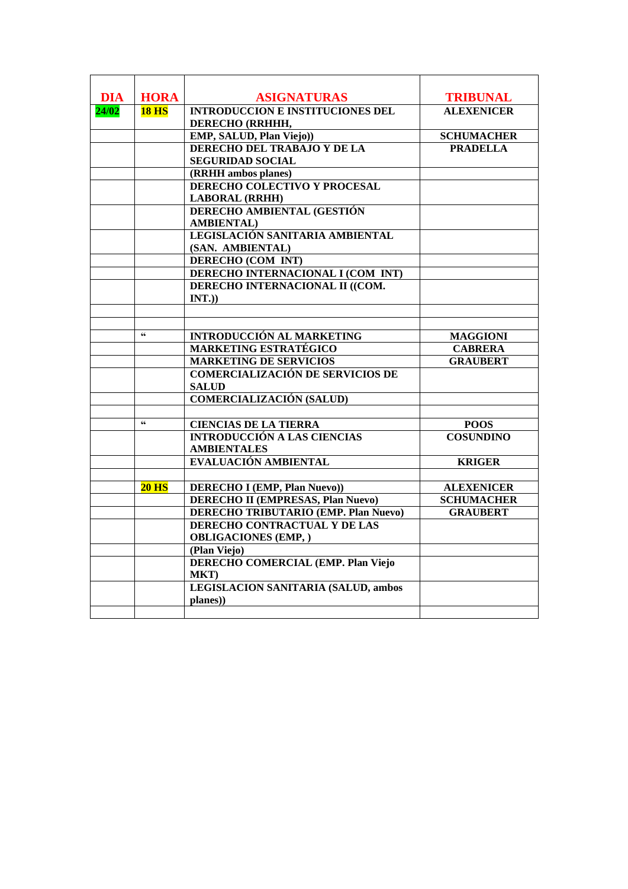| DIA | HORA | ASIGNATURAS | TRIBUNAL |
| --- | --- | --- | --- |
| 24/02 | 18 HS | INTRODUCCION E INSTITUCIONES DEL DERECHO (RRHHH, | ALEXENICER |
| | | EMP, SALUD, Plan Viejo)) | SCHUMACHER |
| | | DERECHO DEL TRABAJO Y DE LA SEGURIDAD SOCIAL | PRADELLA |
| | | (RRHH ambos planes) | |
| | | DERECHO COLECTIVO Y PROCESAL LABORAL (RRHH) | |
| | | DERECHO AMBIENTAL (GESTIÓN AMBIENTAL) | |
| | | LEGISLACIÓN SANITARIA AMBIENTAL (SAN. AMBIENTAL) | |
| | | DERECHO (COM INT) | |
| | | DERECHO INTERNACIONAL I (COM INT) | |
| | | DERECHO INTERNACIONAL II ((COM. INT.)) | |
| | | | |
| | | | |
| | " | INTRODUCCIÓN AL MARKETING | MAGGIONI |
| | | MARKETING ESTRATÉGICO | CABRERA |
| | | MARKETING DE SERVICIOS | GRAUBERT |
| | | COMERCIALIZACIÓN DE SERVICIOS DE SALUD | |
| | | COMERCIALIZACIÓN (SALUD) | |
| | | | |
| | " | CIENCIAS DE LA TIERRA | POOS |
| | | INTRODUCCIÓN A LAS CIENCIAS AMBIENTALES | COSUNDINO |
| | | EVALUACIÓN AMBIENTAL | KRIGER |
| | | | |
| | 20 HS | DERECHO I (EMP, Plan Nuevo)) | ALEXENICER |
| | | DERECHO II (EMPRESAS, Plan Nuevo) | SCHUMACHER |
| | | DERECHO TRIBUTARIO (EMP. Plan Nuevo) | GRAUBERT |
| | | DERECHO CONTRACTUAL Y DE LAS OBLIGACIONES (EMP, ) | |
| | | (Plan Viejo) | |
| | | DERECHO COMERCIAL (EMP. Plan Viejo MKT) | |
| | | LEGISLACION SANITARIA (SALUD, ambos planes)) | |
| | | | |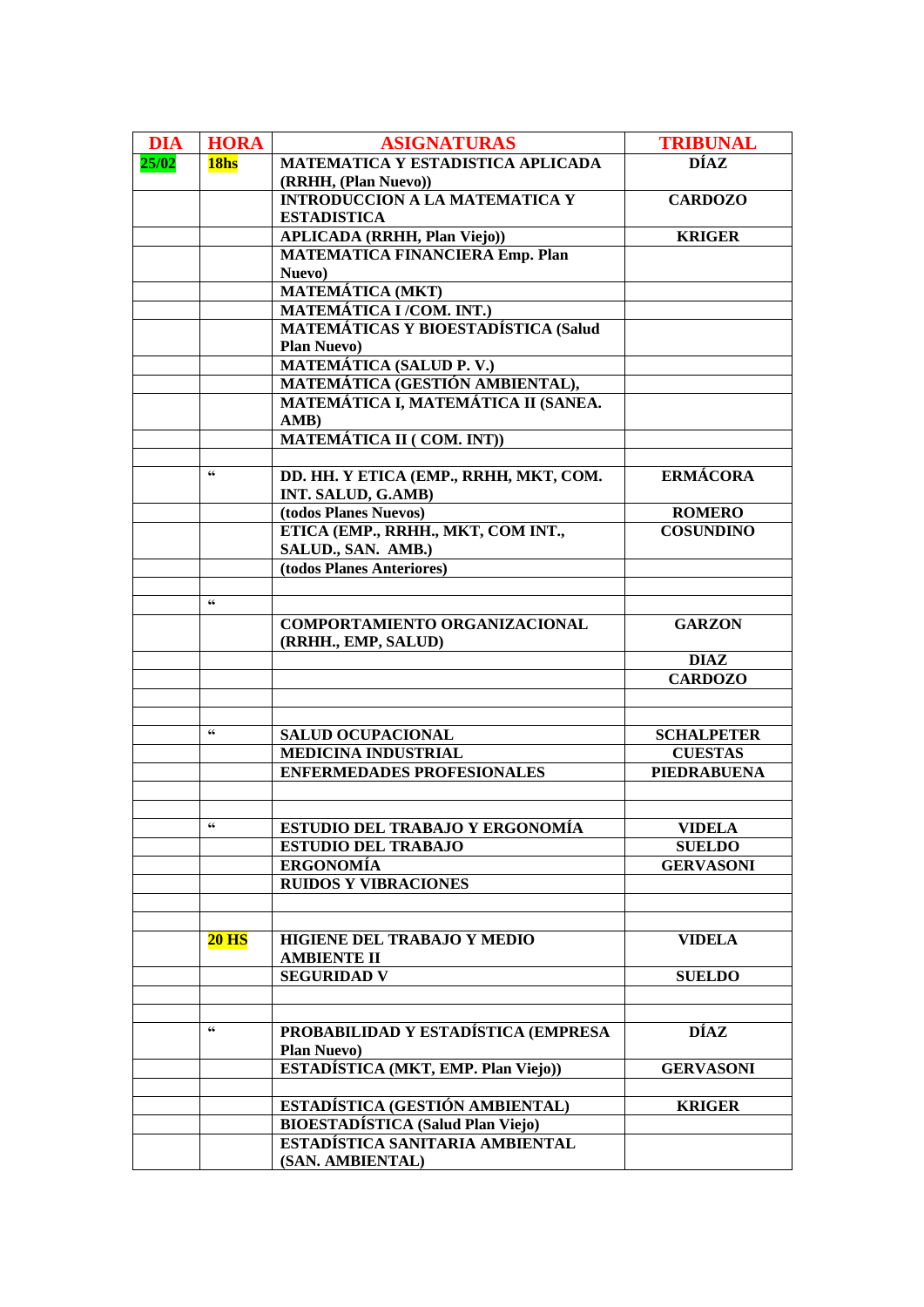| DIA | HORA | ASIGNATURAS | TRIBUNAL |
|---|---|---|---|
| 25/02 | 18hs | MATEMATICA Y ESTADISTICA APLICADA (RRHH, (Plan Nuevo)) | DÍAZ |
| | | INTRODUCCION A LA MATEMATICA Y ESTADISTICA | CARDOZO |
| | | APLICADA (RRHH, Plan Viejo)) | KRIGER |
| | | MATEMATICA FINANCIERA Emp. Plan Nuevo) | |
| | | MATEMÁTICA (MKT) | |
| | | MATEMÁTICA I /COM. INT.) | |
| | | MATEMÁTICAS Y BIOESTADÍSTICA (Salud Plan Nuevo) | |
| | | MATEMÁTICA (SALUD P. V.) | |
| | | MATEMÁTICA (GESTIÓN AMBIENTAL), | |
| | | MATEMÁTICA I, MATEMÁTICA II (SANEA. AMB) | |
| | | MATEMÁTICA II ( COM. INT)) | |
| | | | |
| | " | DD. HH. Y ETICA (EMP., RRHH, MKT, COM. INT. SALUD, G.AMB) | ERMÁCORA |
| | | (todos Planes Nuevos) | ROMERO |
| | | ETICA (EMP., RRHH., MKT, COM INT., SALUD., SAN. AMB.) | COSUNDINO |
| | | (todos Planes Anteriores) | |
| | | | |
| | " | | |
| | | COMPORTAMIENTO ORGANIZACIONAL (RRHH., EMP, SALUD) | GARZON |
| | | | DIAZ |
| | | | CARDOZO |
| | | | |
| | | | |
| | " | SALUD OCUPACIONAL | SCHALPETER |
| | | MEDICINA INDUSTRIAL | CUESTAS |
| | | ENFERMEDADES PROFESIONALES | PIEDRABUENA |
| | | | |
| | | | |
| | " | ESTUDIO DEL TRABAJO Y ERGONOMÍA | VIDELA |
| | | ESTUDIO DEL TRABAJO | SUELDO |
| | | ERGONOMÍA | GERVASONI |
| | | RUIDOS Y VIBRACIONES | |
| | | | |
| | | | |
| | 20 HS | HIGIENE DEL TRABAJO Y MEDIO AMBIENTE II | VIDELA |
| | | SEGURIDAD V | SUELDO |
| | | | |
| | | | |
| | " | PROBABILIDAD Y ESTADÍSTICA (EMPRESA Plan Nuevo) | DÍAZ |
| | | ESTADÍSTICA (MKT, EMP. Plan Viejo)) | GERVASONI |
| | | | |
| | | ESTADÍSTICA (GESTIÓN AMBIENTAL) | KRIGER |
| | | BIOESTADÍSTICA (Salud Plan Viejo) | |
| | | ESTADÍSTICA SANITARIA AMBIENTAL (SAN. AMBIENTAL) | |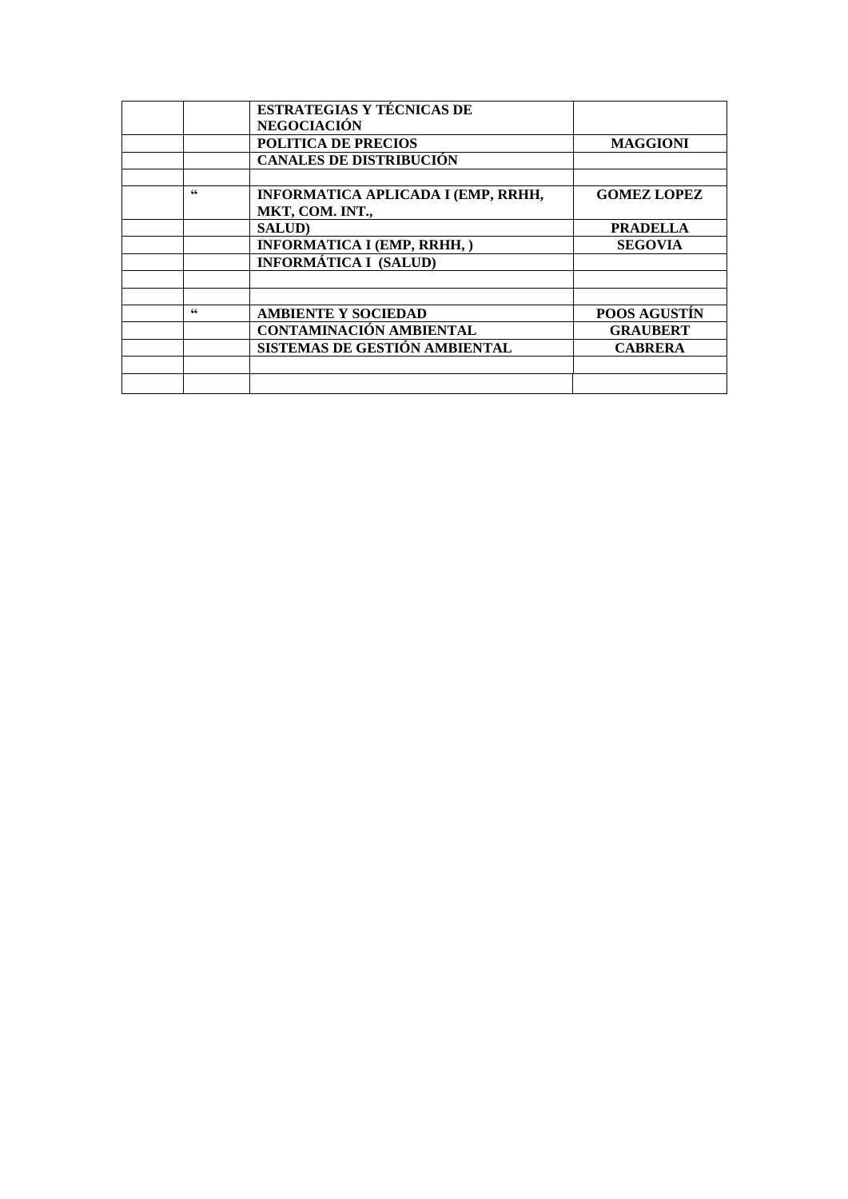| | | | |
|---|---|---|---|
| | | **ESTRATEGIAS Y TÉCNICAS DE NEGOCIACIÓN** | |
| | | **POLITICA DE PRECIOS** | **MAGGIONI** |
| | | **CANALES DE DISTRIBUCIÓN** | |
| | | | |
| | **“** | **INFORMATICA APLICADA I (EMP, RRHH, MKT, COM. INT.,** | **GOMEZ LOPEZ** |
| | | **SALUD)** | **PRADELLA** |
| | | **INFORMATICA I (EMP, RRHH, )** | **SEGOVIA** |
| | | **INFORMÁTICA I (SALUD)** | |
| | | | |
| | | | |
| | **“** | **AMBIENTE Y SOCIEDAD** | **POOS AGUSTÍN** |
| | | **CONTAMINACIÓN AMBIENTAL** | **GRAUBERT** |
| | | **SISTEMAS DE GESTIÓN AMBIENTAL** | **CABRERA** |
| | | | |
| | | | |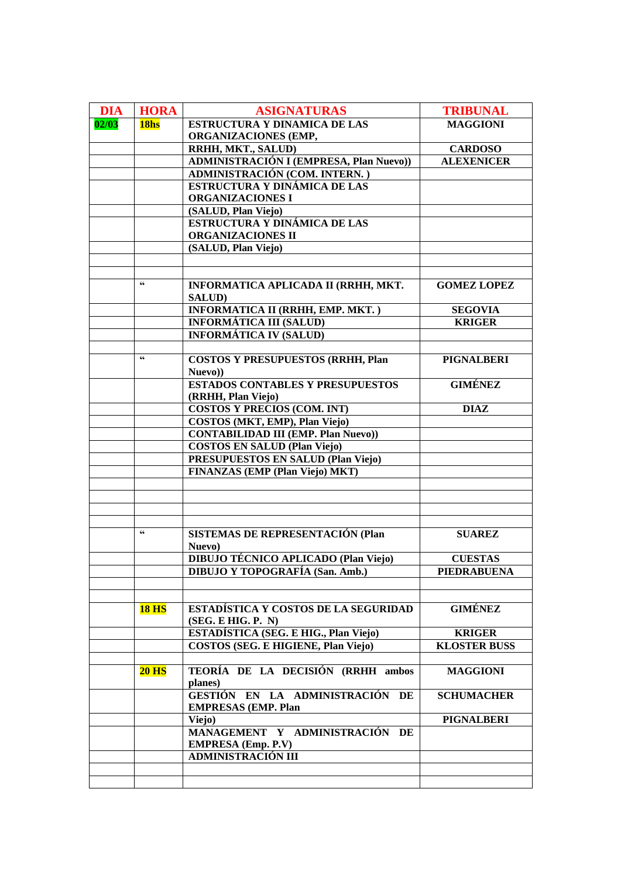| DIA | HORA | ASIGNATURAS | TRIBUNAL |
|---|---|---|---|
| 02/03 | 18hs | ESTRUCTURA Y DINAMICA DE LAS ORGANIZACIONES (EMP, | MAGGIONI |
| | | RRHH, MKT., SALUD) | CARDOSO |
| | | ADMINISTRACIÓN I (EMPRESA, Plan Nuevo)) | ALEXENICER |
| | | ADMINISTRACIÓN (COM. INTERN. ) | |
| | | ESTRUCTURA Y DINÁMICA DE LAS ORGANIZACIONES I | |
| | | (SALUD, Plan Viejo) | |
| | | ESTRUCTURA Y DINÁMICA DE LAS ORGANIZACIONES II | |
| | | (SALUD, Plan Viejo) | |
| | | | |
| | | | |
| | " | INFORMATICA APLICADA II (RRHH, MKT. SALUD) | GOMEZ LOPEZ |
| | | INFORMATICA II (RRHH, EMP. MKT. ) | SEGOVIA |
| | | INFORMÁTICA III (SALUD) | KRIGER |
| | | INFORMÁTICA IV (SALUD) | |
| | | | |
| | " | COSTOS Y PRESUPUESTOS (RRHH, Plan Nuevo)) | PIGNALBERI |
| | | ESTADOS CONTABLES Y PRESUPUESTOS (RRHH, Plan Viejo) | GIMÉNEZ |
| | | COSTOS Y PRECIOS (COM. INT) | DIAZ |
| | | COSTOS (MKT, EMP), Plan Viejo) | |
| | | CONTABILIDAD III (EMP. Plan Nuevo)) | |
| | | COSTOS EN SALUD (Plan Viejo) | |
| | | PRESUPUESTOS EN SALUD (Plan Viejo) | |
| | | FINANZAS (EMP (Plan Viejo) MKT) | |
| | | | |
| | | | |
| | | | |
| | | | |
| | " | SISTEMAS DE REPRESENTACIÓN (Plan Nuevo) | SUAREZ |
| | | DIBUJO TÉCNICO APLICADO (Plan Viejo) | CUESTAS |
| | | DIBUJO Y TOPOGRAFÍA (San. Amb.) | PIEDRABUENA |
| | | | |
| | | | |
| | 18 HS | ESTADÍSTICA Y COSTOS DE LA SEGURIDAD (SEG. E HIG. P. N) | GIMÉNEZ |
| | | ESTADÍSTICA (SEG. E HIG., Plan Viejo) | KRIGER |
| | | COSTOS (SEG. E HIGIENE, Plan Viejo) | KLOSTER BUSS |
| | | | |
| | 20 HS | TEORÍA DE LA DECISIÓN (RRHH ambos planes) | MAGGIONI |
| | | GESTIÓN EN LA ADMINISTRACIÓN DE EMPRESAS (EMP. Plan | SCHUMACHER |
| | | Viejo) | PIGNALBERI |
| | | MANAGEMENT Y ADMINISTRACIÓN DE EMPRESA (Emp. P.V) | |
| | | ADMINISTRACIÓN III | |
| | | | |
| | | | |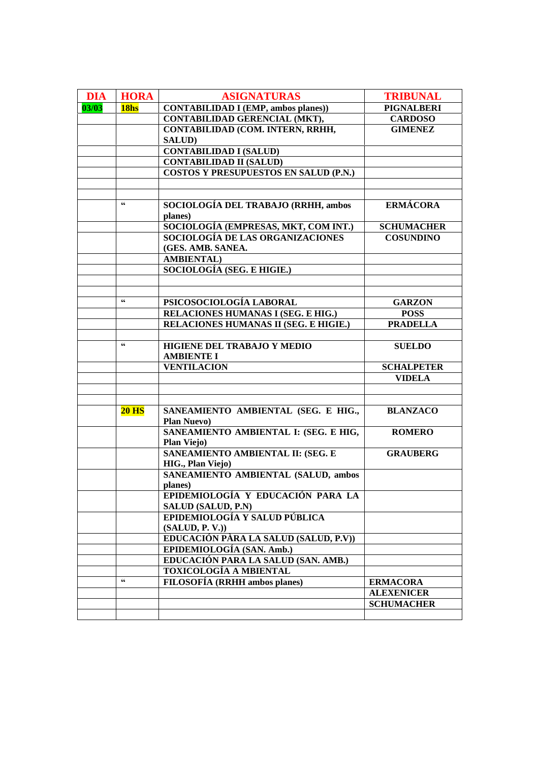| DIA | HORA | ASIGNATURAS | TRIBUNAL |
|---|---|---|---|
| 03/03 | 18hs | CONTABILIDAD I (EMP, ambos planes)) | PIGNALBERI |
| | | CONTABILIDAD GERENCIAL (MKT), | CARDOSO |
| | | CONTABILIDAD (COM. INTERN, RRHH, SALUD) | GIMENEZ |
| | | CONTABILIDAD I (SALUD) | |
| | | CONTABILIDAD II (SALUD) | |
| | | COSTOS Y PRESUPUESTOS EN SALUD (P.N.) | |
| | | | |
| | | | |
| | " | SOCIOLOGÍA DEL TRABAJO (RRHH, ambos planes) | ERMÁCORA |
| | | SOCIOLOGÍA (EMPRESAS, MKT, COM INT.) | SCHUMACHER |
| | | SOCIOLOGÍA DE LAS ORGANIZACIONES (GES. AMB. SANEA. | COSUNDINO |
| | | AMBIENTAL) | |
| | | SOCIOLOGÍA (SEG. E HIGIE.) | |
| | | | |
| | | | |
| | " | PSICOSOCIOLOGÍA LABORAL | GARZON |
| | | RELACIONES HUMANAS I (SEG. E HIG.) | POSS |
| | | RELACIONES HUMANAS II (SEG. E HIGIE.) | PRADELLA |
| | | | |
| | " | HIGIENE DEL TRABAJO Y MEDIO AMBIENTE I | SUELDO |
| | | VENTILACION | SCHALPETER |
| | | | VIDELA |
| | | | |
| | | | |
| | 20 HS | SANEAMIENTO AMBIENTAL (SEG. E HIG., Plan Nuevo) | BLANZACO |
| | | SANEAMIENTO AMBIENTAL I: (SEG. E HIG, Plan Viejo) | ROMERO |
| | | SANEAMIENTO AMBIENTAL II: (SEG. E HIG., Plan Viejo) | GRAUBERG |
| | | SANEAMIENTO AMBIENTAL (SALUD, ambos planes) | |
| | | EPIDEMIOLOGÍA Y EDUCACIÓN PARA LA SALUD (SALUD, P.N) | |
| | | EPIDEMIOLOGÍA Y SALUD PÚBLICA (SALUD, P. V.)) | |
| | | EDUCACIÓN PÀRA LA SALUD (SALUD, P.V)) | |
| | | EPIDEMIOLOGÍA (SAN. Amb.) | |
| | | EDUCACIÓN PARA LA SALUD (SAN. AMB.) | |
| | | TOXICOLOGÍA A MBIENTAL | |
| | " | FILOSOFÍA (RRHH ambos planes) | ERMACORA |
| | | | ALEXENICER |
| | | | SCHUMACHER |
| | | | |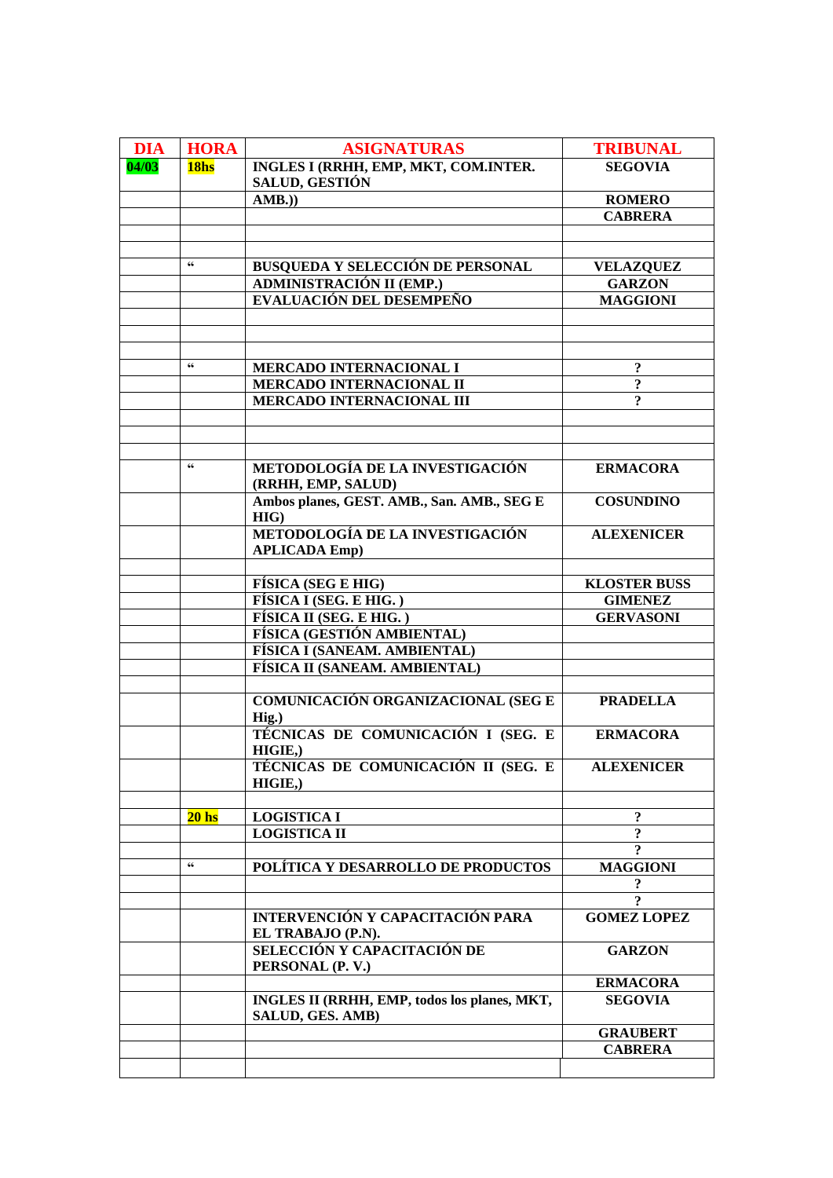| DIA | HORA | ASIGNATURAS | TRIBUNAL |
|---|---|---|---|
| 04/03 | 18hs | INGLES I (RRHH, EMP, MKT, COM.INTER. SALUD, GESTIÓN | SEGOVIA |
| | | AMB.)) | ROMERO |
| | | | CABRERA |
| | | | |
| | | | |
| | " | BUSQUEDA Y SELECCIÓN DE PERSONAL | VELAZQUEZ |
| | | ADMINISTRACIÓN II (EMP.) | GARZON |
| | | EVALUACIÓN DEL DESEMPEÑO | MAGGIONI |
| | | | |
| | | | |
| | | | |
| | " | MERCADO INTERNACIONAL I | ? |
| | | MERCADO INTERNACIONAL II | ? |
| | | MERCADO INTERNACIONAL III | ? |
| | | | |
| | | | |
| | | | |
| | " | METODOLOGÍA DE LA INVESTIGACIÓN (RRHH, EMP, SALUD) | ERMACORA |
| | | Ambos planes, GEST. AMB., San. AMB., SEG E HIG) | COSUNDINO |
| | | METODOLOGÍA DE LA INVESTIGACIÓN APLICADA Emp) | ALEXENICER |
| | | | |
| | | FÍSICA (SEG E HIG) | KLOSTER BUSS |
| | | FÍSICA I (SEG. E HIG. ) | GIMENEZ |
| | | FÍSICA II (SEG. E HIG. ) | GERVASONI |
| | | FÍSICA (GESTIÓN AMBIENTAL) | |
| | | FÍSICA I (SANEAM. AMBIENTAL) | |
| | | FÍSICA II (SANEAM. AMBIENTAL) | |
| | | | |
| | | COMUNICACIÓN ORGANIZACIONAL (SEG E Hig.) | PRADELLA |
| | | TÉCNICAS DE COMUNICACIÓN I (SEG. E HIGIE,) | ERMACORA |
| | | TÉCNICAS DE COMUNICACIÓN II (SEG. E HIGIE,) | ALEXENICER |
| | | | |
| | 20 hs | LOGISTICA I | ? |
| | | LOGISTICA II | ? |
| | | | ? |
| | " | POLÍTICA Y DESARROLLO DE PRODUCTOS | MAGGIONI |
| | | | ? |
| | | | ? |
| | | INTERVENCIÓN Y CAPACITACIÓN PARA EL TRABAJO (P.N). | GOMEZ LOPEZ |
| | | SELECCIÓN Y CAPACITACIÓN DE PERSONAL (P. V.) | GARZON |
| | | | ERMACORA |
| | | INGLES II (RRHH, EMP, todos los planes, MKT, SALUD, GES. AMB) | SEGOVIA |
| | | | GRAUBERT |
| | | | CABRERA |
| | | | |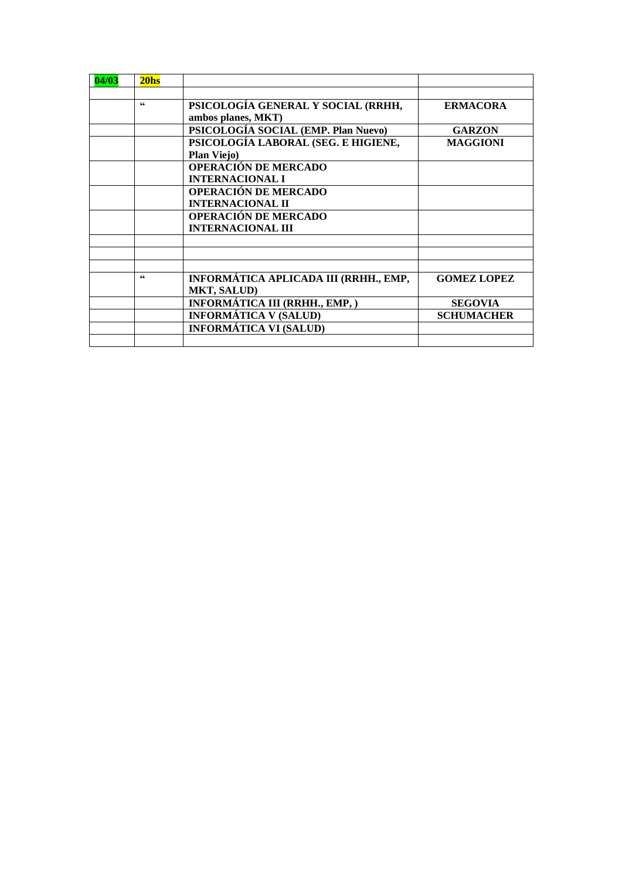| **04/03** | **20hs** | | |
|---|---|---|---|
| | | | |
| | " | **PSICOLOGÍA GENERAL Y SOCIAL (RRHH, ambos planes, MKT)** | **ERMACORA** |
| | | **PSICOLOGÍA SOCIAL (EMP. Plan Nuevo)** | **GARZON** |
| | | **PSICOLOGÍA LABORAL (SEG. E HIGIENE, Plan Viejo)** | **MAGGIONI** |
| | | **OPERACIÓN DE MERCADO INTERNACIONAL I** | |
| | | **OPERACIÓN DE MERCADO INTERNACIONAL II** | |
| | | **OPERACIÓN DE MERCADO INTERNACIONAL III** | |
| | | | |
| | | | |
| | | | |
| | " | **INFORMÁTICA APLICADA III (RRHH., EMP, MKT, SALUD)** | **GOMEZ LOPEZ** |
| | | **INFORMÁTICA III (RRHH., EMP, )** | **SEGOVIA** |
| | | **INFORMÁTICA V (SALUD)** | **SCHUMACHER** |
| | | **INFORMÁTICA VI (SALUD)** | |
| | | | |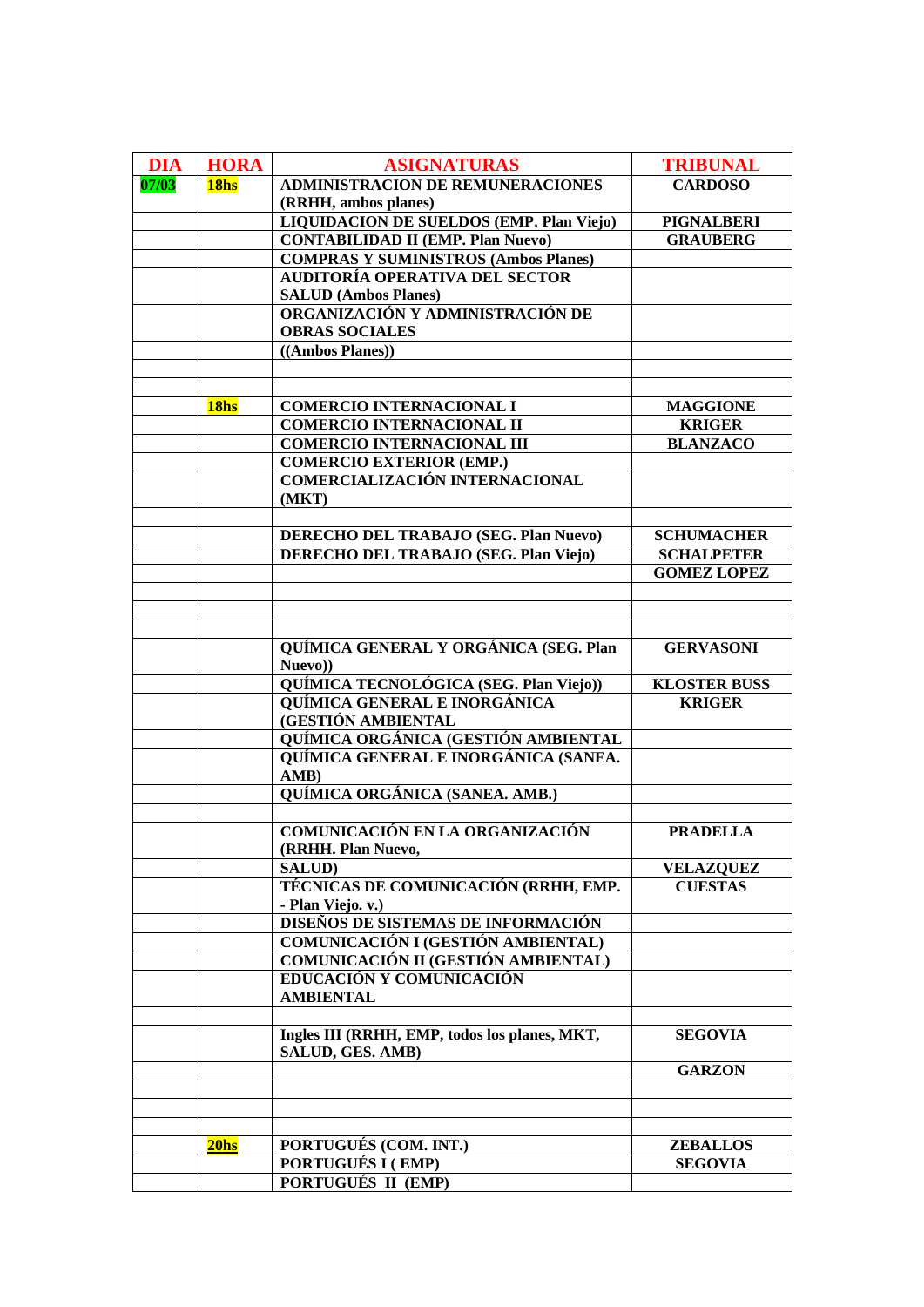| DIA | HORA | ASIGNATURAS | TRIBUNAL |
|---|---|---|---|
| **07/03** | **18hs** | **ADMINISTRACION DE REMUNERACIONES (RRHH, ambos planes)** | **CARDOSO** |
| | | **LIQUIDACION DE SUELDOS (EMP. Plan Viejo)** | **PIGNALBERI** |
| | | **CONTABILIDAD II (EMP. Plan Nuevo)** | **GRAUBERG** |
| | | **COMPRAS Y SUMINISTROS (Ambos Planes)** | |
| | | **AUDITORÍA OPERATIVA DEL SECTOR SALUD (Ambos Planes)** | |
| | | **ORGANIZACIÓN Y ADMINISTRACIÓN DE OBRAS SOCIALES** | |
| | | **((Ambos Planes))** | |
| | | | |
| | | | |
| | **18hs** | **COMERCIO INTERNACIONAL I** | **MAGGIONE** |
| | | **COMERCIO INTERNACIONAL II** | **KRIGER** |
| | | **COMERCIO INTERNACIONAL III** | **BLANZACO** |
| | | **COMERCIO EXTERIOR (EMP.)** | |
| | | **COMERCIALIZACIÓN INTERNACIONAL (MKT)** | |
| | | | |
| | | **DERECHO DEL TRABAJO (SEG. Plan Nuevo)** | **SCHUMACHER** |
| | | **DERECHO DEL TRABAJO (SEG. Plan Viejo)** | **SCHALPETER** |
| | | | **GOMEZ LOPEZ** |
| | | | |
| | | | |
| | | | |
| | | **QUÍMICA GENERAL Y ORGÁNICA (SEG. Plan Nuevo))** | **GERVASONI** |
| | | **QUÍMICA TECNOLÓGICA (SEG. Plan Viejo))** | **KLOSTER BUSS** |
| | | **QUÍMICA GENERAL E INORGÁNICA (GESTIÓN AMBIENTAL** | **KRIGER** |
| | | **QUÍMICA ORGÁNICA (GESTIÓN AMBIENTAL** | |
| | | **QUÍMICA GENERAL E INORGÁNICA (SANEA. AMB)** | |
| | | **QUÍMICA ORGÁNICA (SANEA. AMB.)** | |
| | | | |
| | | **COMUNICACIÓN EN LA ORGANIZACIÓN (RRHH. Plan Nuevo,** | **PRADELLA** |
| | | **SALUD)** | **VELAZQUEZ** |
| | | **TÉCNICAS DE COMUNICACIÓN (RRHH, EMP. - Plan Viejo. v.)** | **CUESTAS** |
| | | **DISEÑOS DE SISTEMAS DE INFORMACIÓN** | |
| | | **COMUNICACIÓN I (GESTIÓN AMBIENTAL)** | |
| | | **COMUNICACIÓN II (GESTIÓN AMBIENTAL)** | |
| | | **EDUCACIÓN Y COMUNICACIÓN AMBIENTAL** | |
| | | | |
| | | **Ingles III (RRHH, EMP, todos los planes, MKT, SALUD, GES. AMB)** | **SEGOVIA** |
| | | | **GARZON** |
| | | | |
| | | | |
| | | | |
| | **20hs** | **PORTUGUÉS (COM. INT.)** | **ZEBALLOS** |
| | | **PORTUGUÉS I ( EMP)** | **SEGOVIA** |
| | | **PORTUGUÉS II (EMP)** | |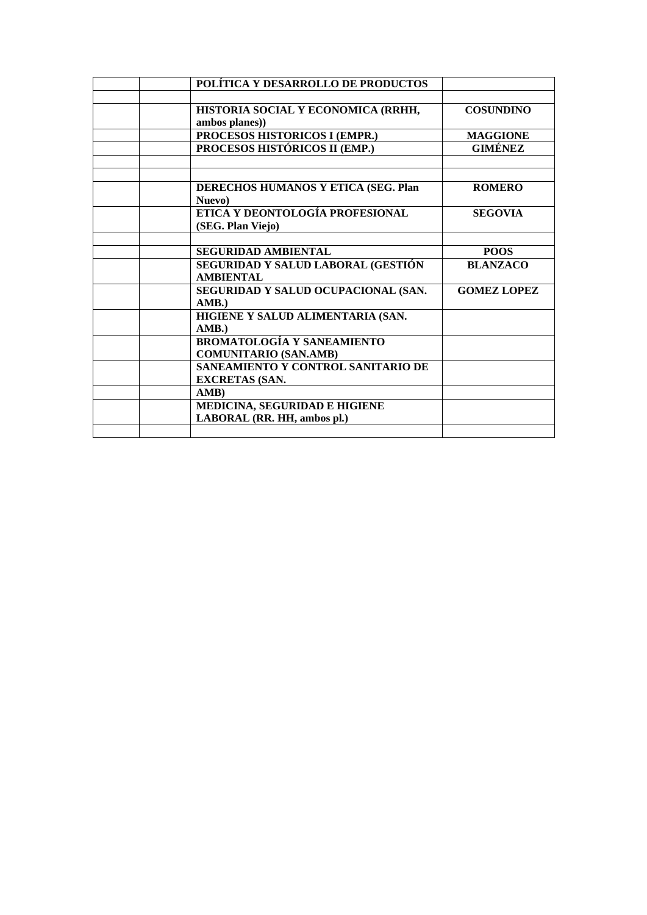| | | POLÍTICA Y DESARROLLO DE PRODUCTOS | |
|---|---|---|---|
| | | | |
| | | HISTORIA SOCIAL Y ECONOMICA (RRHH, ambos planes)) | COSUNDINO |
| | | PROCESOS HISTORICOS I (EMPR.) | MAGGIONE |
| | | PROCESOS HISTÓRICOS II (EMP.) | GIMÉNEZ |
| | | | |
| | | | |
| | | DERECHOS HUMANOS Y ETICA (SEG. Plan Nuevo) | ROMERO |
| | | ETICA Y DEONTOLOGÍA PROFESIONAL (SEG. Plan Viejo) | SEGOVIA |
| | | | |
| | | SEGURIDAD AMBIENTAL | POOS |
| | | SEGURIDAD Y SALUD LABORAL (GESTIÓN AMBIENTAL | BLANZACO |
| | | SEGURIDAD Y SALUD OCUPACIONAL (SAN. AMB.) | GOMEZ LOPEZ |
| | | HIGIENE Y SALUD ALIMENTARIA (SAN. AMB.) | |
| | | BROMATOLOGÍA Y SANEAMIENTO COMUNITARIO (SAN.AMB) | |
| | | SANEAMIENTO Y CONTROL SANITARIO DE EXCRETAS (SAN. | |
| | | AMB) | |
| | | MEDICINA, SEGURIDAD E HIGIENE LABORAL (RR. HH, ambos pl.) | |
| | | | |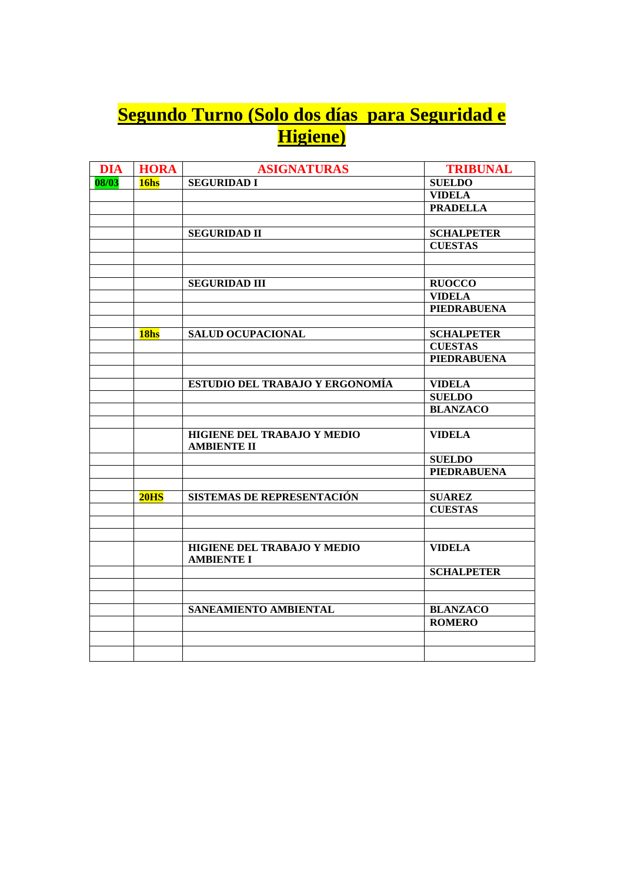# Segundo Turno (Solo dos días  para Seguridad e Higiene)

| DIA | HORA | ASIGNATURAS | TRIBUNAL |
|---|---|---|---|
| 08/03 | 16hs | SEGURIDAD I | SUELDO |
| | | | VIDELA |
| | | | PRADELLA |
| | | | |
| | | SEGURIDAD II | SCHALPETER |
| | | | CUESTAS |
| | | | |
| | | | |
| | | SEGURIDAD III | RUOCCO |
| | | | VIDELA |
| | | | PIEDRABUENA |
| | | | |
| | 18hs | SALUD OCUPACIONAL | SCHALPETER |
| | | | CUESTAS |
| | | | PIEDRABUENA |
| | | | |
| | | ESTUDIO DEL TRABAJO Y ERGONOMÍA | VIDELA |
| | | | SUELDO |
| | | | BLANZACO |
| | | | |
| | | HIGIENE DEL TRABAJO Y MEDIO AMBIENTE II | VIDELA |
| | | | SUELDO |
| | | | PIEDRABUENA |
| | | | |
| | 20HS | SISTEMAS DE REPRESENTACIÓN | SUAREZ |
| | | | CUESTAS |
| | | | |
| | | | |
| | | HIGIENE DEL TRABAJO Y MEDIO AMBIENTE I | VIDELA |
| | | | SCHALPETER |
| | | | |
| | | | |
| | | SANEAMIENTO AMBIENTAL | BLANZACO |
| | | | ROMERO |
| | | | |
| | | | |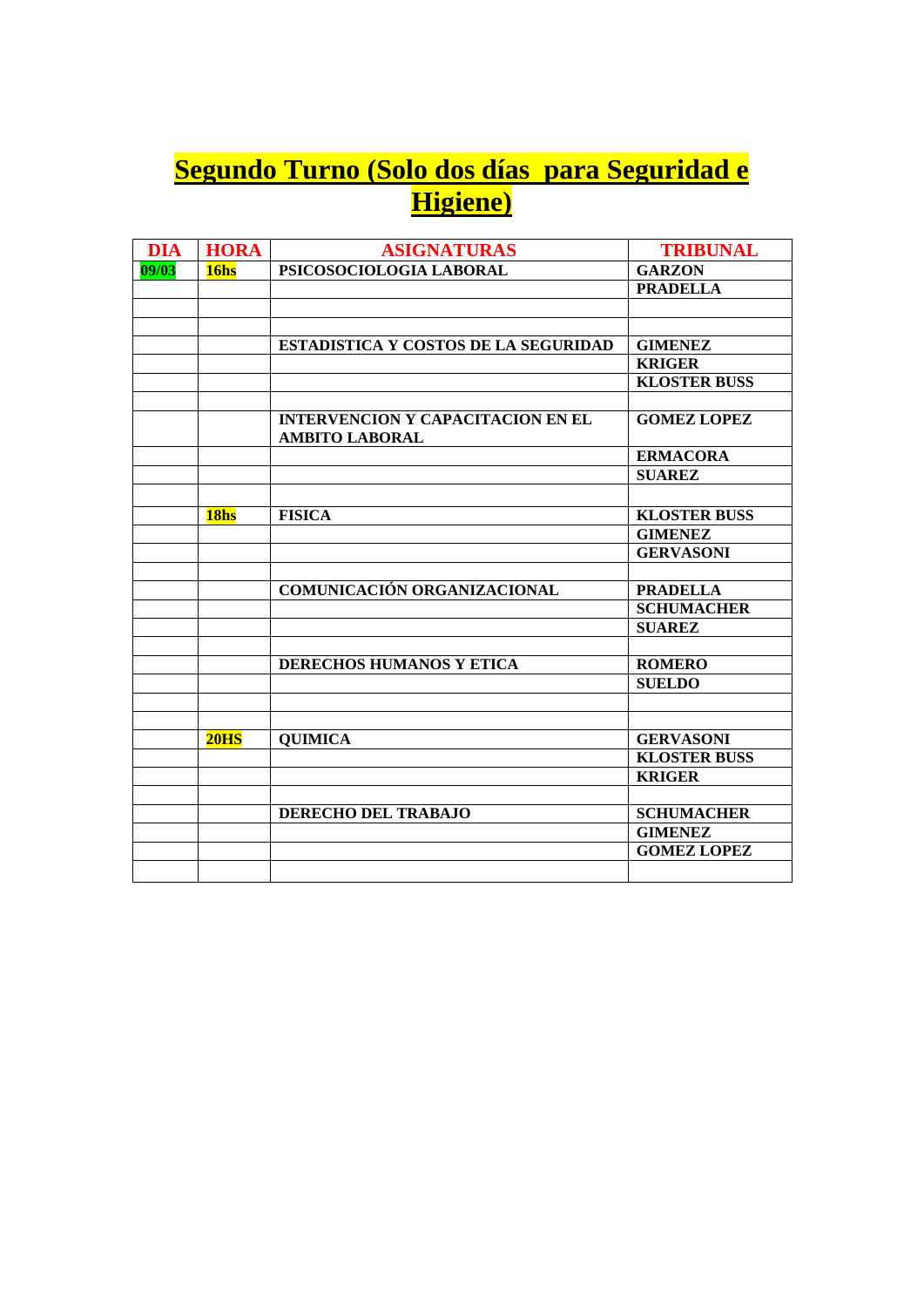# Segundo Turno (Solo dos días para Seguridad e Higiene)

| DIA | HORA | ASIGNATURAS | TRIBUNAL |
|---|---|---|---|
| 09/03 | 16hs | PSICOSOCIOLOGIA LABORAL | GARZON |
| | | | PRADELLA |
| | | | |
| | | | |
| | | ESTADISTICA Y COSTOS DE LA SEGURIDAD | GIMENEZ |
| | | | KRIGER |
| | | | KLOSTER BUSS |
| | | | |
| | | INTERVENCION Y CAPACITACION EN EL AMBITO LABORAL | GOMEZ LOPEZ |
| | | | ERMACORA |
| | | | SUAREZ |
| | | | |
| | 18hs | FISICA | KLOSTER BUSS |
| | | | GIMENEZ |
| | | | GERVASONI |
| | | | |
| | | COMUNICACIÓN ORGANIZACIONAL | PRADELLA |
| | | | SCHUMACHER |
| | | | SUAREZ |
| | | | |
| | | DERECHOS HUMANOS Y ETICA | ROMERO |
| | | | SUELDO |
| | | | |
| | | | |
| | 20HS | QUIMICA | GERVASONI |
| | | | KLOSTER BUSS |
| | | | KRIGER |
| | | | |
| | | DERECHO DEL TRABAJO | SCHUMACHER |
| | | | GIMENEZ |
| | | | GOMEZ LOPEZ |
| | | | |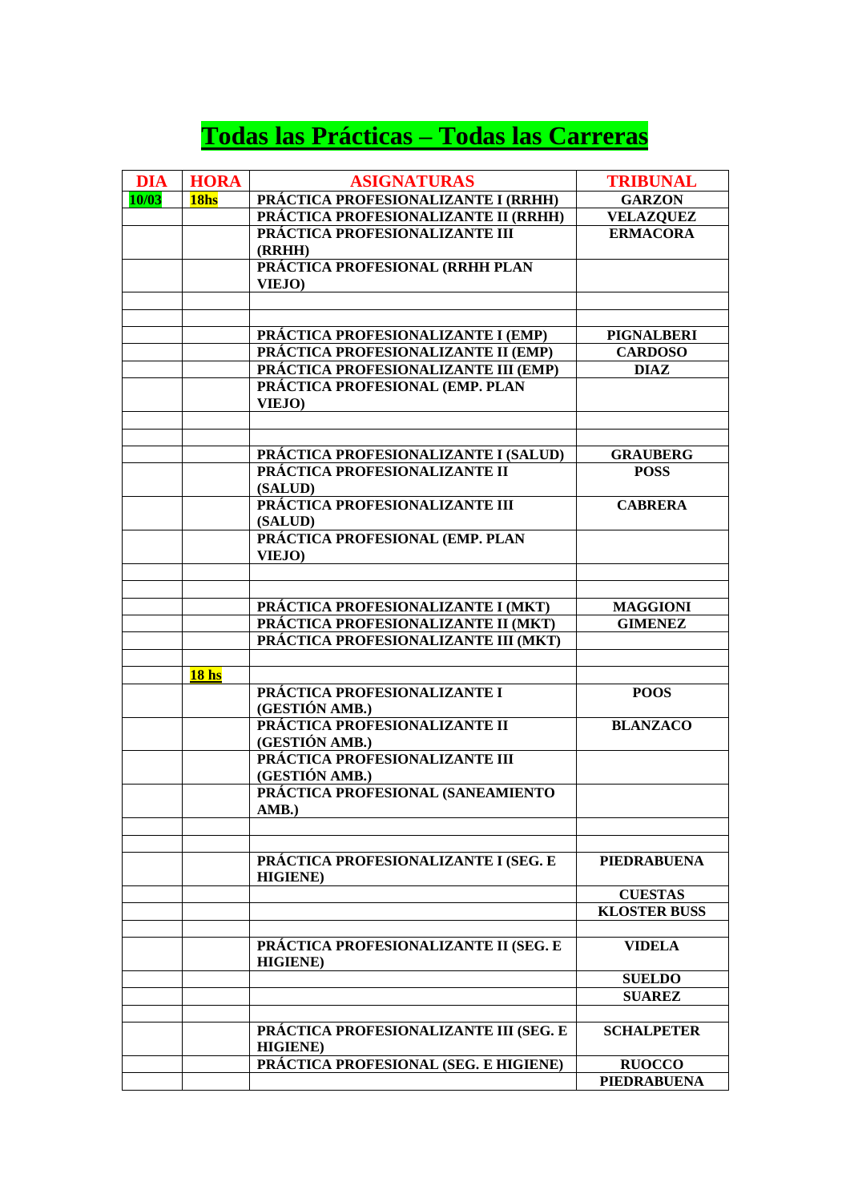# Todas las Prácticas – Todas las Carreras

| DIA | HORA | ASIGNATURAS | TRIBUNAL |
|---|---|---|---|
| 10/03 | 18hs | PRÁCTICA PROFESIONALIZANTE I (RRHH) | GARZON |
| | | PRÁCTICA PROFESIONALIZANTE II (RRHH) | VELAZQUEZ |
| | | PRÁCTICA PROFESIONALIZANTE III (RRHH) | ERMACORA |
| | | PRÁCTICA PROFESIONAL (RRHH PLAN VIEJO) | |
| | | | |
| | | | |
| | | PRÁCTICA PROFESIONALIZANTE I (EMP) | PIGNALBERI |
| | | PRÁCTICA PROFESIONALIZANTE II (EMP) | CARDOSO |
| | | PRÁCTICA PROFESIONALIZANTE III (EMP) | DIAZ |
| | | PRÁCTICA PROFESIONAL (EMP. PLAN VIEJO) | |
| | | | |
| | | | |
| | | PRÁCTICA PROFESIONALIZANTE I (SALUD) | GRAUBERG |
| | | PRÁCTICA PROFESIONALIZANTE II (SALUD) | POSS |
| | | PRÁCTICA PROFESIONALIZANTE III (SALUD) | CABRERA |
| | | PRÁCTICA PROFESIONAL (EMP. PLAN VIEJO) | |
| | | | |
| | | | |
| | | PRÁCTICA PROFESIONALIZANTE I (MKT) | MAGGIONI |
| | | PRÁCTICA PROFESIONALIZANTE II (MKT) | GIMENEZ |
| | | PRÁCTICA PROFESIONALIZANTE III (MKT) | |
| | | | |
| | 18 hs | | |
| | | PRÁCTICA PROFESIONALIZANTE I (GESTIÓN AMB.) | POOS |
| | | PRÁCTICA PROFESIONALIZANTE II (GESTIÓN AMB.) | BLANZACO |
| | | PRÁCTICA PROFESIONALIZANTE III (GESTIÓN AMB.) | |
| | | PRÁCTICA PROFESIONAL (SANEAMIENTO AMB.) | |
| | | | |
| | | | |
| | | PRÁCTICA PROFESIONALIZANTE I (SEG. E HIGIENE) | PIEDRABUENA |
| | | | CUESTAS |
| | | | KLOSTER BUSS |
| | | | |
| | | PRÁCTICA PROFESIONALIZANTE II (SEG. E HIGIENE) | VIDELA |
| | | | SUELDO |
| | | | SUAREZ |
| | | | |
| | | PRÁCTICA PROFESIONALIZANTE III (SEG. E HIGIENE) | SCHALPETER |
| | | PRÁCTICA PROFESIONAL (SEG. E HIGIENE) | RUOCCO |
| | | | PIEDRABUENA |